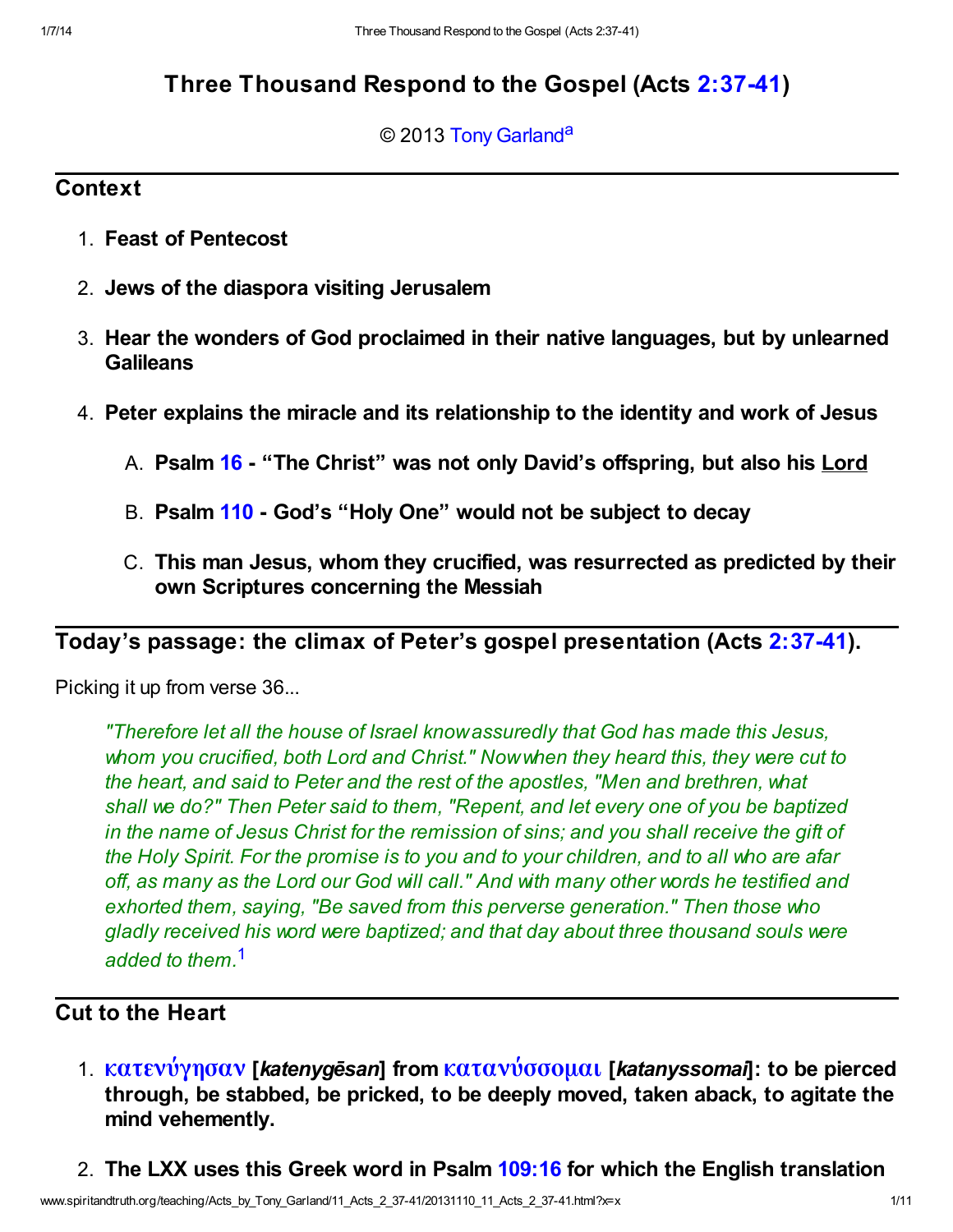# Three Thousand Respond to the Gospel (Acts 2:37-41)

© 2013 Tony Garland[a]

## Context

1. **Feast of Pentecost**
2. **Jews of the diaspora visiting Jerusalem**
3. **Hear the wonders of God proclaimed in their native languages, but by unlearned Galileans**
4. **Peter explains the miracle and its relationship to the identity and work of Jesus**
   A. **Psalm 16 - "The Christ" was not only David's offspring, but also his Lord**
   B. **Psalm 110 - God's "Holy One" would not be subject to decay**
   C. **This man Jesus, whom they crucified, was resurrected as predicted by their own Scriptures concerning the Messiah**

## Today's passage: the climax of Peter's gospel presentation (Acts 2:37-41).

Picking it up from verse 36...

> *"Therefore let all the house of Israel know assuredly that God has made this Jesus, whom you crucified, both Lord and Christ." Now when they heard this, they were cut to the heart, and said to Peter and the rest of the apostles, "Men and brethren, what shall we do?" Then Peter said to them, "Repent, and let every one of you be baptized in the name of Jesus Christ for the remission of sins; and you shall receive the gift of the Holy Spirit. For the promise is to you and to your children, and to all who are afar off, as many as the Lord our God will call." And with many other words he testified and exhorted them, saying, "Be saved from this perverse generation." Then those who gladly received his word were baptized; and that day about three thousand souls were added to them.*[1]

## Cut to the Heart

1. **κατενύγησαν [*katenygēsan*] from κατανύσσομαι [*katanyssomai*]: to be pierced through, be stabbed, be pricked, to be deeply moved, taken aback, to agitate the mind vehemently.**
2. **The LXX uses this Greek word in Psalm 109:16 for which the English translation**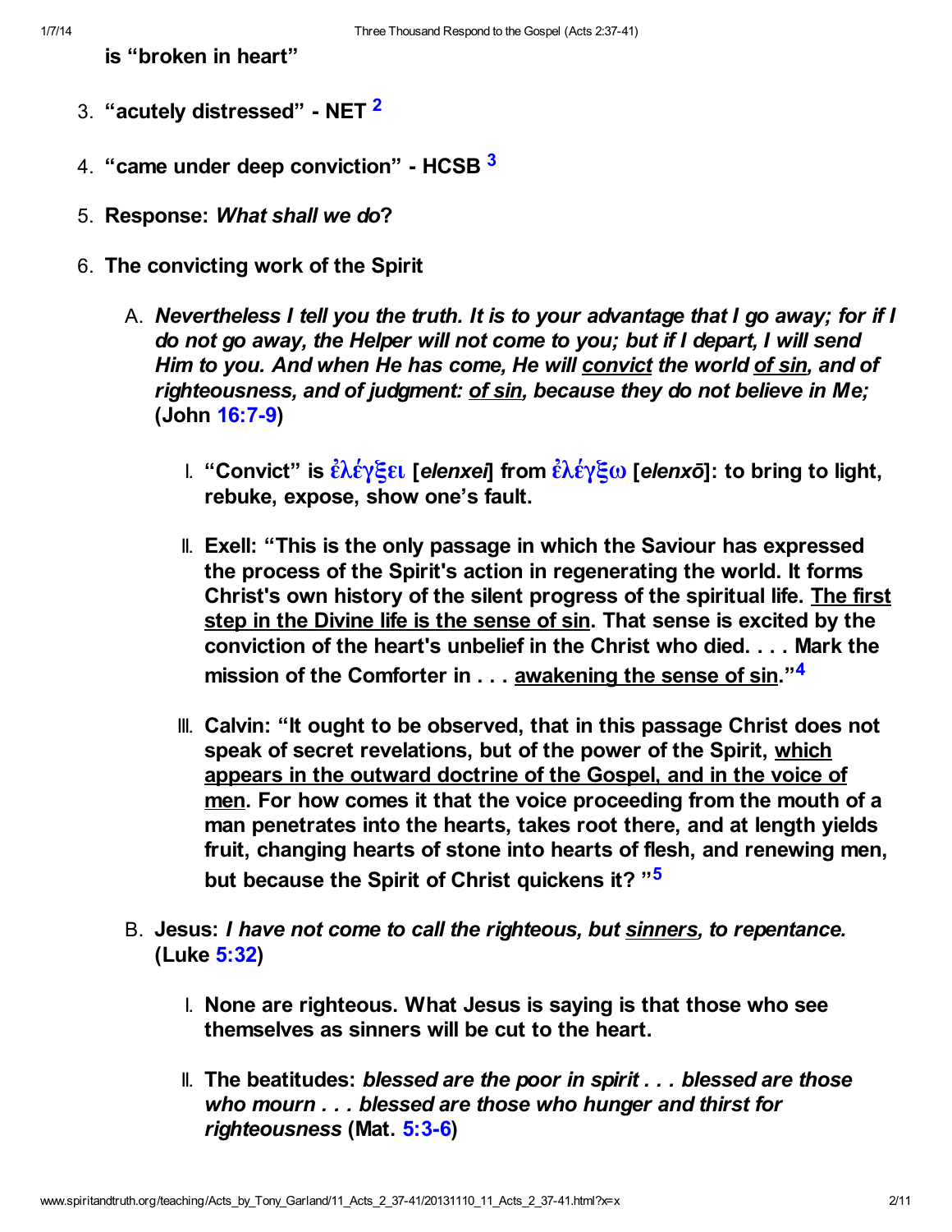**is "broken in heart"**

3. **"acutely distressed" - NET** [2]
4. **"came under deep conviction" - HCSB** [3]
5. **Response: *What shall we do*?**
6. **The convicting work of the Spirit**
   1. ***Nevertheless I tell you the truth. It is to your advantage that I go away; for if I do not go away, the Helper will not come to you; but if I depart, I will send Him to you. And when He has come, He will convict the world of sin, and of righteousness, and of judgment: of sin, because they do not believe in Me;* (John 16:7-9)**
      1. **"Convict" is ἐλέγξει [*elenxei*] from ἐλέγξω [*elenxō*]: to bring to light, rebuke, expose, show one's fault.**
      2. **Exell: "This is the only passage in which the Saviour has expressed the process of the Spirit's action in regenerating the world. It forms Christ's own history of the silent progress of the spiritual life. The first step in the Divine life is the sense of sin. That sense is excited by the conviction of the heart's unbelief in the Christ who died. . . . Mark the mission of the Comforter in . . . awakening the sense of sin."** [4]
      3. **Calvin: "It ought to be observed, that in this passage Christ does not speak of secret revelations, but of the power of the Spirit, which appears in the outward doctrine of the Gospel, and in the voice of men. For how comes it that the voice proceeding from the mouth of a man penetrates into the hearts, takes root there, and at length yields fruit, changing hearts of stone into hearts of flesh, and renewing men, but because the Spirit of Christ quickens it? "** [5]
   2. **Jesus: *I have not come to call the righteous, but sinners, to repentance.* (Luke 5:32)**
      1. **None are righteous. What Jesus is saying is that those who see themselves as sinners will be cut to the heart.**
      2. **The beatitudes: *blessed are the poor in spirit . . . blessed are those who mourn . . . blessed are those who hunger and thirst for righteousness* (Mat. 5:3-6)**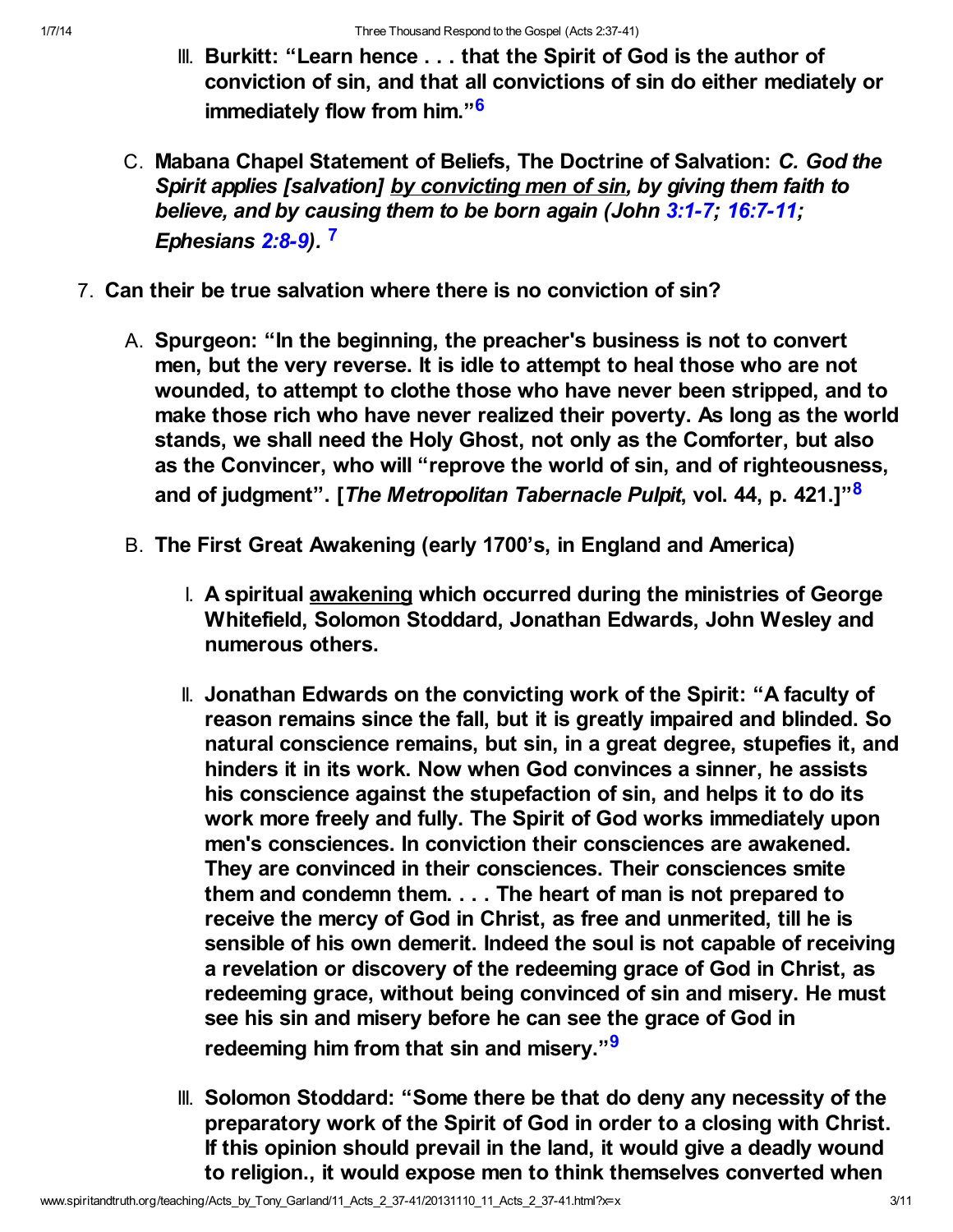III. **Burkitt: "Learn hence . . . that the Spirit of God is the author of conviction of sin, and that all convictions of sin do either mediately or immediately flow from him."[6]**

C. **Mabana Chapel Statement of Beliefs, The Doctrine of Salvation:** ***C. God the Spirit applies [salvation] by convicting men of sin, by giving them faith to believe, and by causing them to be born again (John 3:1-7; 16:7-11; Ephesians 2:8-9).*** **[7]**

7. **Can their be true salvation where there is no conviction of sin?**

   A. **Spurgeon: "In the beginning, the preacher's business is not to convert men, but the very reverse. It is idle to attempt to heal those who are not wounded, to attempt to clothe those who have never been stripped, and to make those rich who have never realized their poverty. As long as the world stands, we shall need the Holy Ghost, not only as the Comforter, but also as the Convincer, who will "reprove the world of sin, and of righteousness, and of judgment". [*The Metropolitan Tabernacle Pulpit*, vol. 44, p. 421.]"[8]**

   B. **The First Great Awakening (early 1700's, in England and America)**

      I. **A spiritual awakening which occurred during the ministries of George Whitefield, Solomon Stoddard, Jonathan Edwards, John Wesley and numerous others.**

      II. **Jonathan Edwards on the convicting work of the Spirit: "A faculty of reason remains since the fall, but it is greatly impaired and blinded. So natural conscience remains, but sin, in a great degree, stupefies it, and hinders it in its work. Now when God convinces a sinner, he assists his conscience against the stupefaction of sin, and helps it to do its work more freely and fully. The Spirit of God works immediately upon men's consciences. In conviction their consciences are awakened. They are convinced in their consciences. Their consciences smite them and condemn them. . . . The heart of man is not prepared to receive the mercy of God in Christ, as free and unmerited, till he is sensible of his own demerit. Indeed the soul is not capable of receiving a revelation or discovery of the redeeming grace of God in Christ, as redeeming grace, without being convinced of sin and misery. He must see his sin and misery before he can see the grace of God in redeeming him from that sin and misery."[9]**

      III. **Solomon Stoddard: "Some there be that do deny any necessity of the preparatory work of the Spirit of God in order to a closing with Christ. If this opinion should prevail in the land, it would give a deadly wound to religion., it would expose men to think themselves converted when**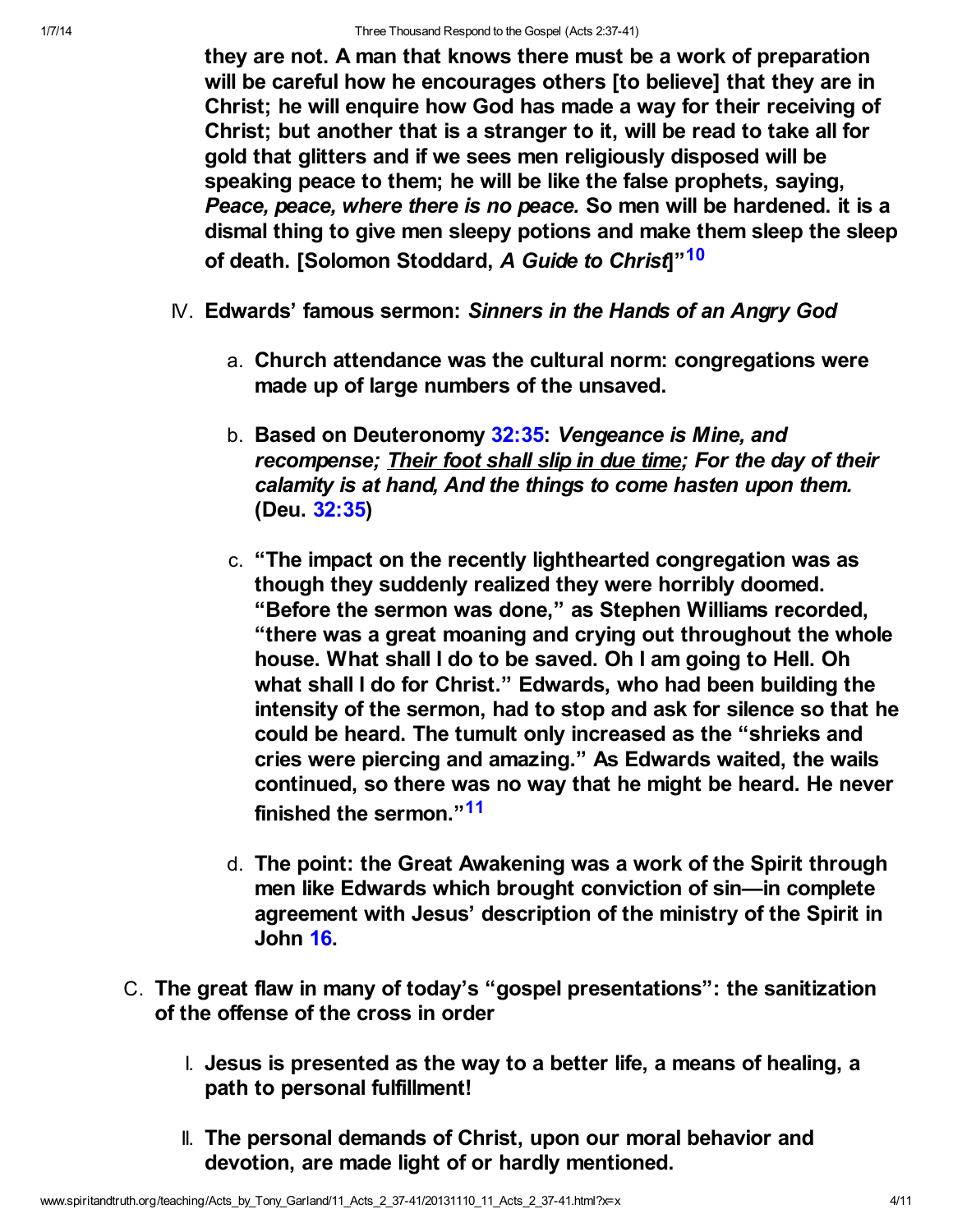**they are not. A man that knows there must be a work of preparation will be careful how he encourages others [to believe] that they are in Christ; he will enquire how God has made a way for their receiving of Christ; but another that is a stranger to it, will be read to take all for gold that glitters and if we sees men religiously disposed will be speaking peace to them; he will be like the false prophets, saying, *Peace, peace, where there is no peace.* So men will be hardened. it is a dismal thing to give men sleepy potions and make them sleep the sleep of death. [Solomon Stoddard, *A Guide to Christ*]"[10]**

IV. **Edwards' famous sermon: *Sinners in the Hands of an Angry God***

   a. **Church attendance was the cultural norm: congregations were made up of large numbers of the unsaved.**

   b. **Based on Deuteronomy 32:35: *Vengeance is Mine, and recompense; Their foot shall slip in due time; For the day of their calamity is at hand, And the things to come hasten upon them.* (Deu. 32:35)**

   c. **"The impact on the recently lighthearted congregation was as though they suddenly realized they were horribly doomed. "Before the sermon was done," as Stephen Williams recorded, "there was a great moaning and crying out throughout the whole house. What shall I do to be saved. Oh I am going to Hell. Oh what shall I do for Christ." Edwards, who had been building the intensity of the sermon, had to stop and ask for silence so that he could be heard. The tumult only increased as the "shrieks and cries were piercing and amazing." As Edwards waited, the wails continued, so there was no way that he might be heard. He never finished the sermon."[11]**

   d. **The point: the Great Awakening was a work of the Spirit through men like Edwards which brought conviction of sin—in complete agreement with Jesus' description of the ministry of the Spirit in John 16.**

C. **The great flaw in many of today's "gospel presentations": the sanitization of the offense of the cross in order**

   I. **Jesus is presented as the way to a better life, a means of healing, a path to personal fulfillment!**

   II. **The personal demands of Christ, upon our moral behavior and devotion, are made light of or hardly mentioned.**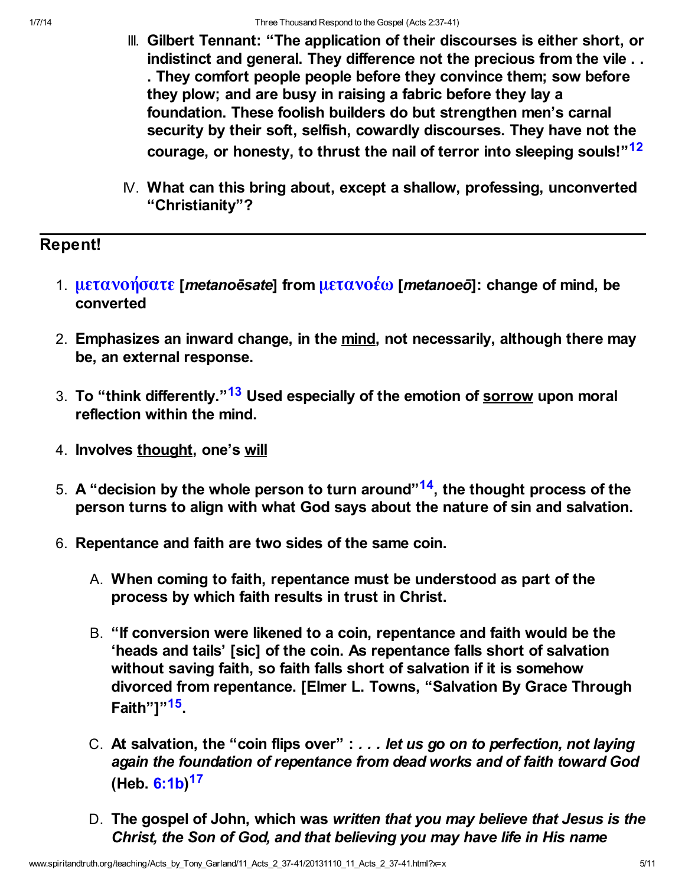III. **Gilbert Tennant: "The application of their discourses is either short, or indistinct and general. They difference not the precious from the vile . . . They comfort people people before they convince them; sow before they plow; and are busy in raising a fabric before they lay a foundation. These foolish builders do but strengthen men's carnal security by their soft, selfish, cowardly discourses. They have not the courage, or honesty, to thrust the nail of terror into sleeping souls!"[12]**

IV. **What can this bring about, except a shallow, professing, unconverted "Christianity"?**

---

## Repent!

1. **μετανοήσατε [*metanoēsate*] from μετανοέω [*metanoeō*]: change of mind, be converted**

2. **Emphasizes an inward change, in the mind, not necessarily, although there may be, an external response.**

3. **To "think differently."[13] Used especially of the emotion of sorrow upon moral reflection within the mind.**

4. **Involves thought, one's will**

5. **A "decision by the whole person to turn around"[14], the thought process of the person turns to align with what God says about the nature of sin and salvation.**

6. **Repentance and faith are two sides of the same coin.**

   A. **When coming to faith, repentance must be understood as part of the process by which faith results in trust in Christ.**

   B. **"If conversion were likened to a coin, repentance and faith would be the 'heads and tails' [sic] of the coin. As repentance falls short of salvation without saving faith, so faith falls short of salvation if it is somehow divorced from repentance. [Elmer L. Towns, "Salvation By Grace Through Faith"]"[15].**

   C. **At salvation, the "coin flips over" : *. . . let us go on to perfection, not laying again the foundation of repentance from dead works and of faith toward God* (Heb. 6:1b)[17]**

   D. **The gospel of John, which was *written that you may believe that Jesus is the Christ, the Son of God, and that believing you may have life in His name***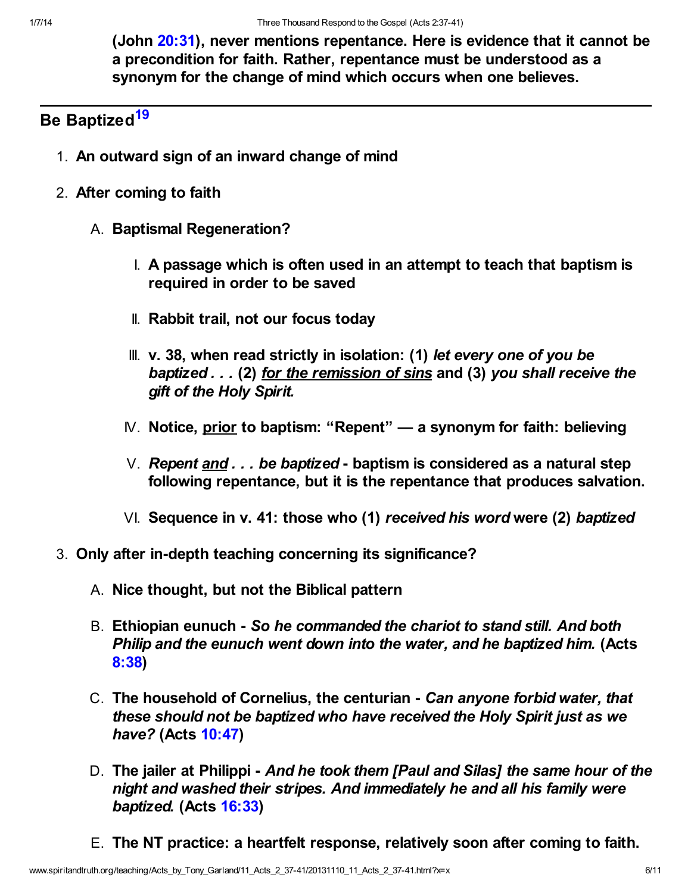**(John 20:31), never mentions repentance. Here is evidence that it cannot be a precondition for faith. Rather, repentance must be understood as a synonym for the change of mind which occurs when one believes.**

---

## Be Baptized[19]

1. **An outward sign of an inward change of mind**
2. **After coming to faith**
   - A. **Baptismal Regeneration?**
     - I. **A passage which is often used in an attempt to teach that baptism is required in order to be saved**
     - II. **Rabbit trail, not our focus today**
     - III. **v. 38, when read strictly in isolation: (1)** ***let every one of you be baptized . . .*** **(2)** ***<u>for the remission of sins</u>*** **and (3)** ***you shall receive the gift of the Holy Spirit.***
     - IV. **Notice, <u>prior</u> to baptism: "Repent" — a synonym for faith: believing**
     - V. ***Repent <u>and</u> . . . be baptized*** **- baptism is considered as a natural step following repentance, but it is the repentance that produces salvation.**
     - VI. **Sequence in v. 41: those who (1)** ***received his word*** **were (2)** ***baptized***
3. **Only after in-depth teaching concerning its significance?**
   - A. **Nice thought, but not the Biblical pattern**
   - B. **Ethiopian eunuch -** ***So he commanded the chariot to stand still. And both Philip and the eunuch went down into the water, and he baptized him.*** **(Acts 8:38)**
   - C. **The household of Cornelius, the centurian -** ***Can anyone forbid water, that these should not be baptized who have received the Holy Spirit just as we have?*** **(Acts 10:47)**
   - D. **The jailer at Philippi -** ***And he took them [Paul and Silas] the same hour of the night and washed their stripes. And immediately he and all his family were baptized.*** **(Acts 16:33)**
   - E. **The NT practice: a heartfelt response, relatively soon after coming to faith.**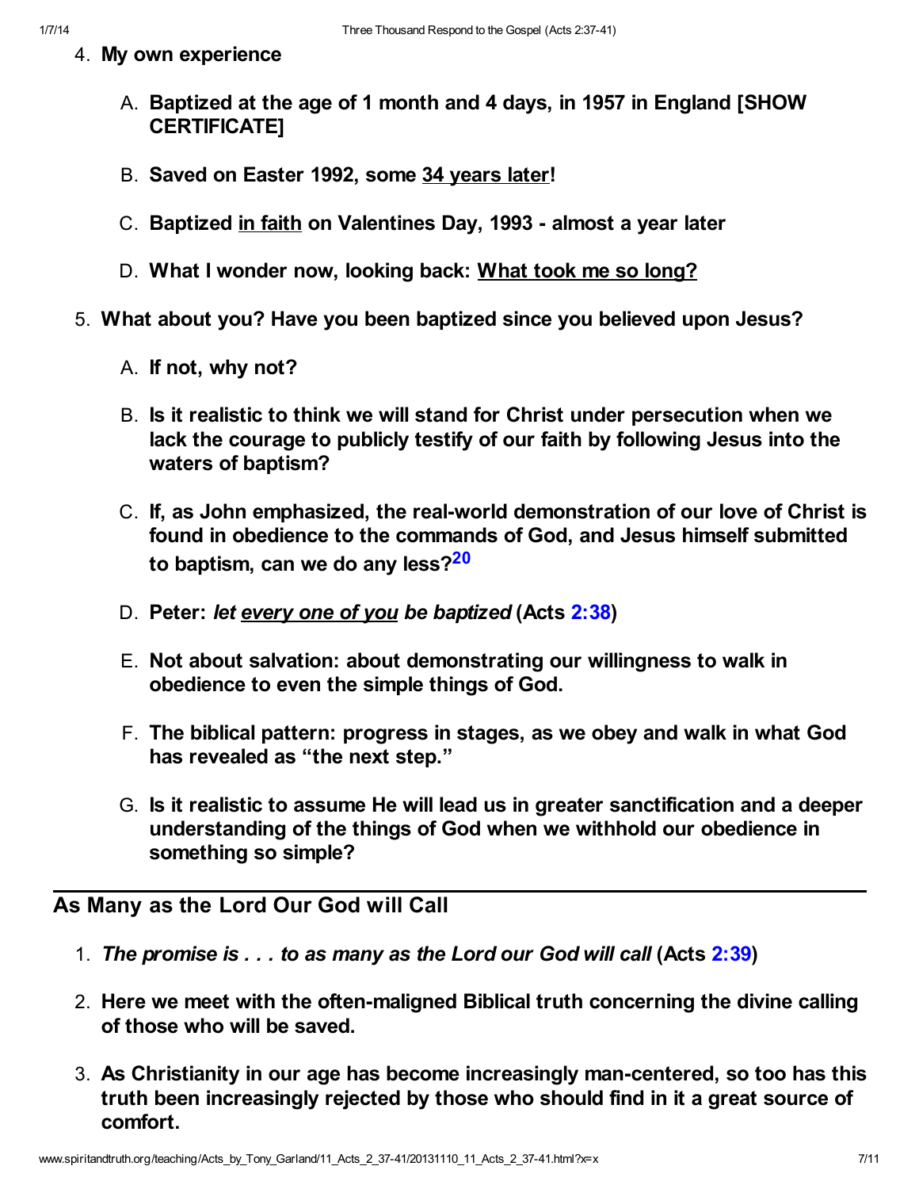4. **My own experience**

    A. **Baptized at the age of 1 month and 4 days, in 1957 in England [SHOW CERTIFICATE]**

    B. **Saved on Easter 1992, some 34 years later!**

    C. **Baptized in faith on Valentines Day, 1993 - almost a year later**

    D. **What I wonder now, looking back: What took me so long?**

5. **What about you? Have you been baptized since you believed upon Jesus?**

    A. **If not, why not?**

    B. **Is it realistic to think we will stand for Christ under persecution when we lack the courage to publicly testify of our faith by following Jesus into the waters of baptism?**

    C. **If, as John emphasized, the real-world demonstration of our love of Christ is found in obedience to the commands of God, and Jesus himself submitted to baptism, can we do any less?**[20]

    D. **Peter: *let every one of you be baptized* (Acts 2:38)**

    E. **Not about salvation: about demonstrating our willingness to walk in obedience to even the simple things of God.**

    F. **The biblical pattern: progress in stages, as we obey and walk in what God has revealed as "the next step."**

    G. **Is it realistic to assume He will lead us in greater sanctification and a deeper understanding of the things of God when we withhold our obedience in something so simple?**

---

## As Many as the Lord Our God will Call

1. ***The promise is . . . to as many as the Lord our God will call* (Acts 2:39)**

2. **Here we meet with the often-maligned Biblical truth concerning the divine calling of those who will be saved.**

3. **As Christianity in our age has become increasingly man-centered, so too has this truth been increasingly rejected by those who should find in it a great source of comfort.**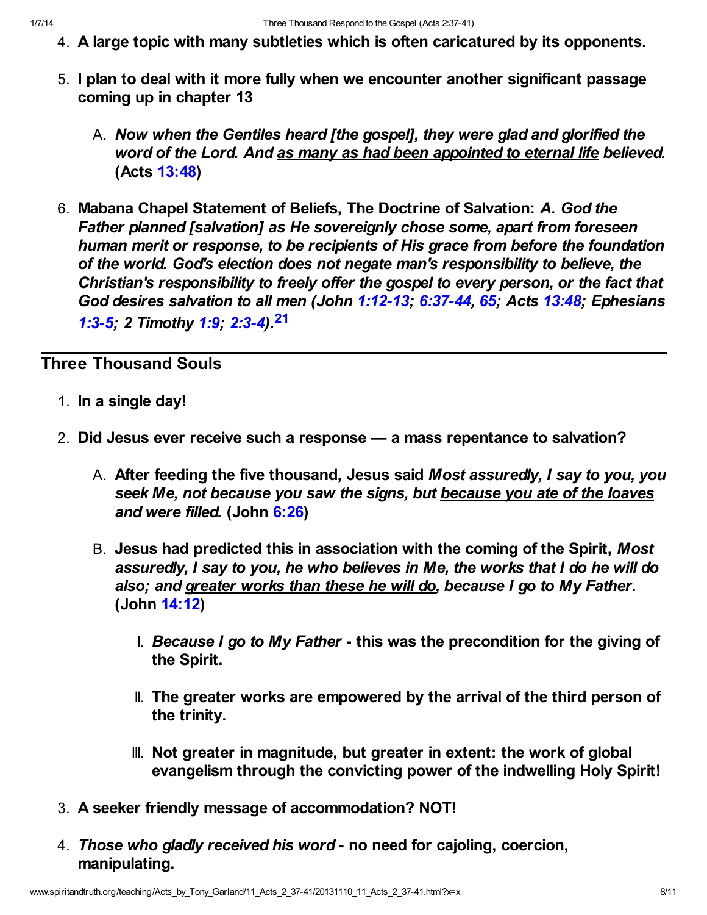4. **A large topic with many subtleties which is often caricatured by its opponents.**
5. **I plan to deal with it more fully when we encounter another significant passage coming up in chapter 13**
   A. ***Now when the Gentiles heard [the gospel], they were glad and glorified the word of the Lord. And <u>as many as had been appointed to eternal life</u> believed.* (Acts 13:48)**
6. **Mabana Chapel Statement of Beliefs, The Doctrine of Salvation: *A. God the Father planned [salvation] as He sovereignly chose some, apart from foreseen human merit or response, to be recipients of His grace from before the foundation of the world. God's election does not negate man's responsibility to believe, the Christian's responsibility to freely offer the gospel to every person, or the fact that God desires salvation to all men (John 1:12-13; 6:37-44, 65; Acts 13:48; Ephesians 1:3-5; 2 Timothy 1:9; 2:3-4).*[21]**

---

## Three Thousand Souls

1. **In a single day!**
2. **Did Jesus ever receive such a response — a mass repentance to salvation?**
   A. **After feeding the five thousand, Jesus said *Most assuredly, I say to you, you seek Me, not because you saw the signs, but <u>because you ate of the loaves and were filled</u>.* (John 6:26)**
   B. **Jesus had predicted this in association with the coming of the Spirit, *Most assuredly, I say to you, he who believes in Me, the works that I do he will do also; and <u>greater works than these he will do</u>, because I go to My Father*. (John 14:12)**
      I. ***Because I go to My Father* - this was the precondition for the giving of the Spirit.**
      II. **The greater works are empowered by the arrival of the third person of the trinity.**
      III. **Not greater in magnitude, but greater in extent: the work of global evangelism through the convicting power of the indwelling Holy Spirit!**
3. **A seeker friendly message of accommodation? NOT!**
4. ***Those who <u>gladly received</u> his word* - no need for cajoling, coercion, manipulating.**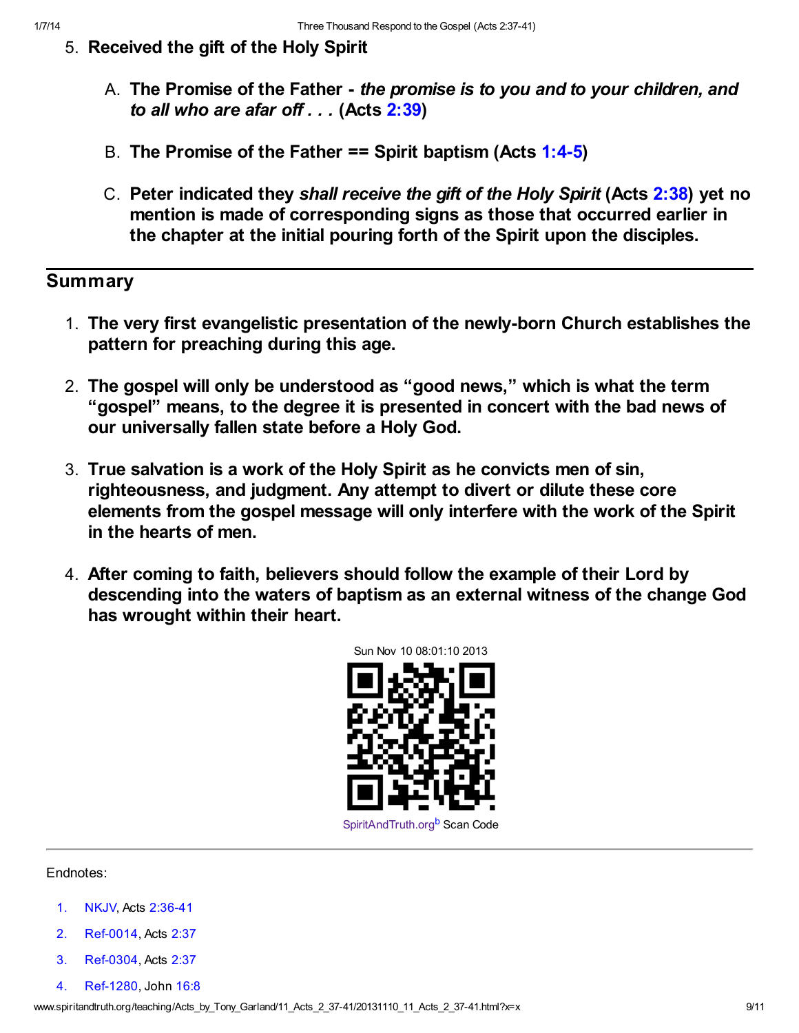5. **Received the gift of the Holy Spirit**

    A. **The Promise of the Father - *the promise is to you and to your children, and to all who are afar off . . .* (Acts 2:39)**

    B. **The Promise of the Father == Spirit baptism (Acts 1:4-5)**

    C. **Peter indicated they *shall receive the gift of the Holy Spirit* (Acts 2:38) yet no mention is made of corresponding signs as those that occurred earlier in the chapter at the initial pouring forth of the Spirit upon the disciples.**

---

## Summary

1. **The very first evangelistic presentation of the newly-born Church establishes the pattern for preaching during this age.**

2. **The gospel will only be understood as "good news," which is what the term "gospel" means, to the degree it is presented in concert with the bad news of our universally fallen state before a Holy God.**

3. **True salvation is a work of the Holy Spirit as he convicts men of sin, righteousness, and judgment. Any attempt to divert or dilute these core elements from the gospel message will only interfere with the work of the Spirit in the hearts of men.**

4. **After coming to faith, believers should follow the example of their Lord by descending into the waters of baptism as an external witness of the change God has wrought within their heart.**

Sun Nov 10 08:01:10 2013

SpiritAndTruth.org[b] Scan Code

---

Endnotes:

1. NKJV, Acts 2:36-41
2. Ref-0014, Acts 2:37
3. Ref-0304, Acts 2:37
4. Ref-1280, John 16:8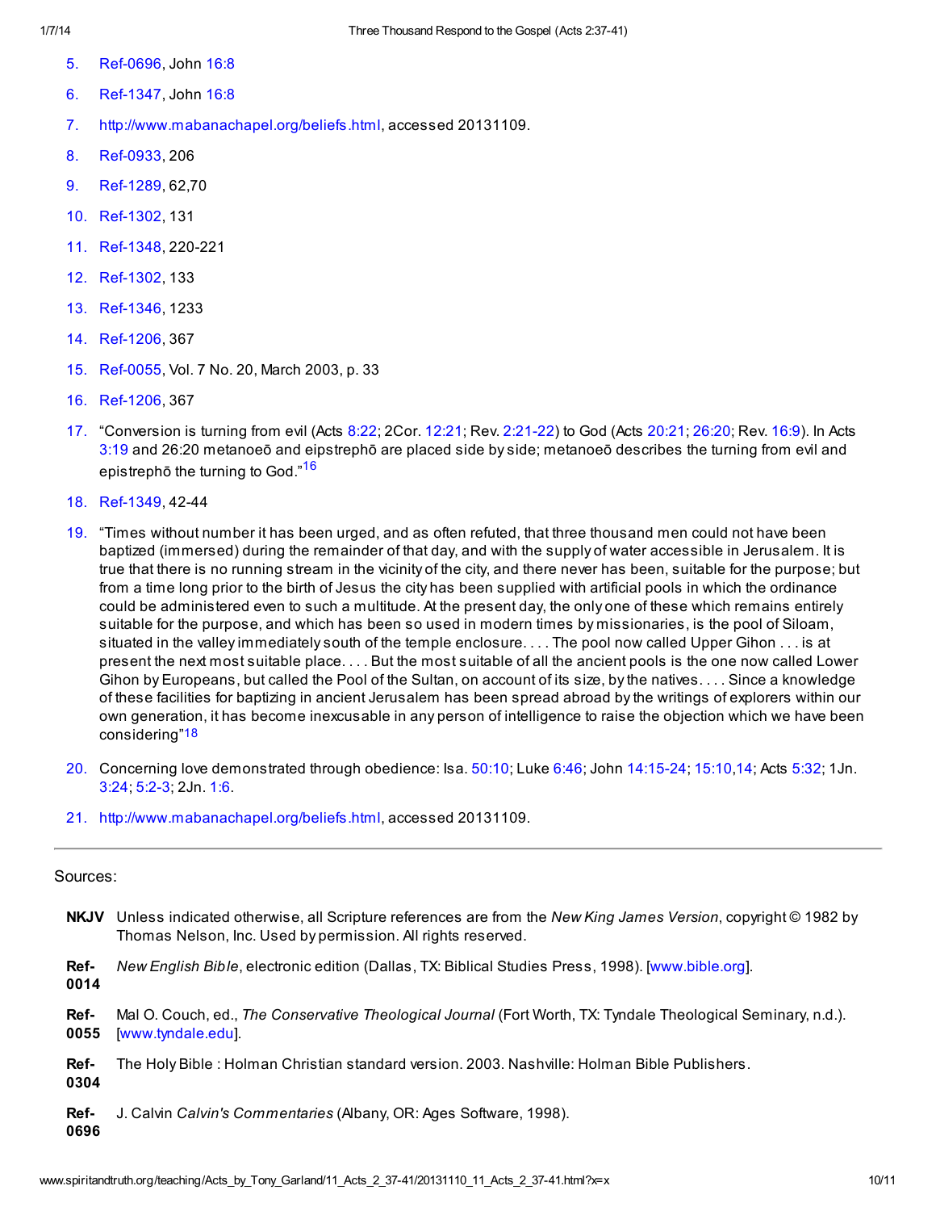5. Ref-0696, John 16:8
6. Ref-1347, John 16:8
7. http://www.mabanachapel.org/beliefs.html, accessed 20131109.
8. Ref-0933, 206
9. Ref-1289, 62,70
10. Ref-1302, 131
11. Ref-1348, 220-221
12. Ref-1302, 133
13. Ref-1346, 1233
14. Ref-1206, 367
15. Ref-0055, Vol. 7 No. 20, March 2003, p. 33
16. Ref-1206, 367
17. "Conversion is turning from evil (Acts 8:22; 2Cor. 12:21; Rev. 2:21-22) to God (Acts 20:21; 26:20; Rev. 16:9). In Acts 3:19 and 26:20 metanoeō and eipstrephō are placed side by side; metanoeō describes the turning from evil and epistrephō the turning to God."[16]
18. Ref-1349, 42-44
19. "Times without number it has been urged, and as often refuted, that three thousand men could not have been baptized (immersed) during the remainder of that day, and with the supply of water accessible in Jerusalem. It is true that there is no running stream in the vicinity of the city, and there never has been, suitable for the purpose; but from a time long prior to the birth of Jesus the city has been supplied with artificial pools in which the ordinance could be administered even to such a multitude. At the present day, the only one of these which remains entirely suitable for the purpose, and which has been so used in modern times by missionaries, is the pool of Siloam, situated in the valley immediately south of the temple enclosure. . . . The pool now called Upper Gihon . . . is at present the next most suitable place. . . . But the most suitable of all the ancient pools is the one now called Lower Gihon by Europeans, but called the Pool of the Sultan, on account of its size, by the natives. . . . Since a knowledge of these facilities for baptizing in ancient Jerusalem has been spread abroad by the writings of explorers within our own generation, it has become inexcusable in any person of intelligence to raise the objection which we have been considering"[18]
20. Concerning love demonstrated through obedience: Isa. 50:10; Luke 6:46; John 14:15-24; 15:10,14; Acts 5:32; 1Jn. 3:24; 5:2-3; 2Jn. 1:6.
21. http://www.mabanachapel.org/beliefs.html, accessed 20131109.

---

Sources:

**NKJV** Unless indicated otherwise, all Scripture references are from the *New King James Version*, copyright © 1982 by Thomas Nelson, Inc. Used by permission. All rights reserved.

**Ref-0014** *New English Bible*, electronic edition (Dallas, TX: Biblical Studies Press, 1998). [www.bible.org].

**Ref-0055** Mal O. Couch, ed., *The Conservative Theological Journal* (Fort Worth, TX: Tyndale Theological Seminary, n.d.). [www.tyndale.edu].

**Ref-0304** The Holy Bible : Holman Christian standard version. 2003. Nashville: Holman Bible Publishers.

**Ref-0696** J. Calvin *Calvin's Commentaries* (Albany, OR: Ages Software, 1998).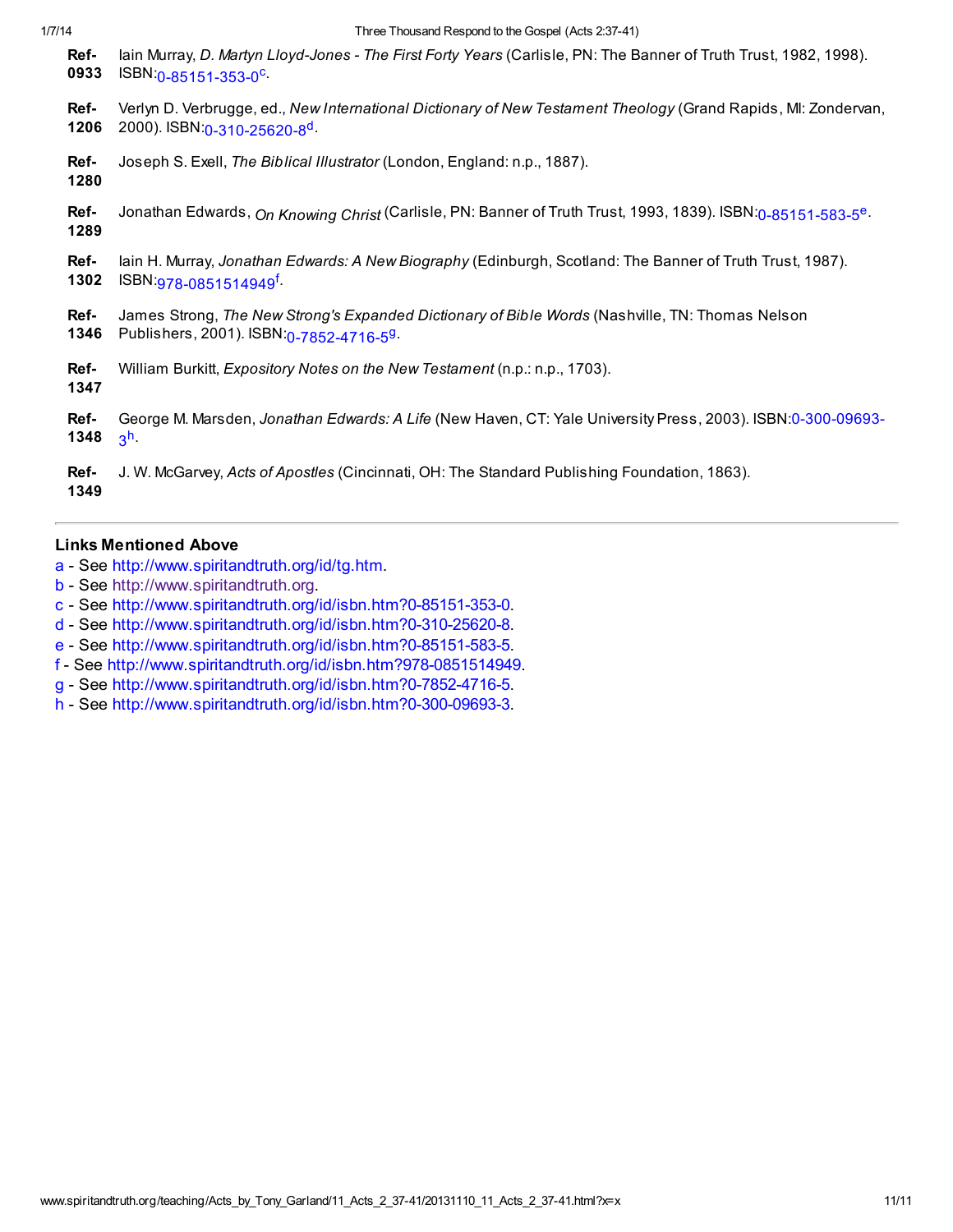**Ref-0933** Iain Murray, *D. Martyn Lloyd-Jones - The First Forty Years* (Carlisle, PN: The Banner of Truth Trust, 1982, 1998). ISBN:0-85151-353-0[c].

**Ref-1206** Verlyn D. Verbrugge, ed., *New International Dictionary of New Testament Theology* (Grand Rapids, MI: Zondervan, 2000). ISBN:0-310-25620-8[d].

**Ref-1280** Joseph S. Exell, *The Biblical Illustrator* (London, England: n.p., 1887).

**Ref-1289** Jonathan Edwards, *On Knowing Christ* (Carlisle, PN: Banner of Truth Trust, 1993, 1839). ISBN:0-85151-583-5[e].

**Ref-1302** Iain H. Murray, *Jonathan Edwards: A New Biography* (Edinburgh, Scotland: The Banner of Truth Trust, 1987). ISBN:978-0851514949[f].

**Ref-1346** James Strong, *The New Strong's Expanded Dictionary of Bible Words* (Nashville, TN: Thomas Nelson Publishers, 2001). ISBN:0-7852-4716-5[g].

**Ref-1347** William Burkitt, *Expository Notes on the New Testament* (n.p.: n.p., 1703).

**Ref-1348** George M. Marsden, *Jonathan Edwards: A Life* (New Haven, CT: Yale University Press, 2003). ISBN:0-300-09693-3[h].

**Ref-1349** J. W. McGarvey, *Acts of Apostles* (Cincinnati, OH: The Standard Publishing Foundation, 1863).

---

### Links Mentioned Above

a - See http://www.spiritandtruth.org/id/tg.htm.
b - See http://www.spiritandtruth.org.
c - See http://www.spiritandtruth.org/id/isbn.htm?0-85151-353-0.
d - See http://www.spiritandtruth.org/id/isbn.htm?0-310-25620-8.
e - See http://www.spiritandtruth.org/id/isbn.htm?0-85151-583-5.
f - See http://www.spiritandtruth.org/id/isbn.htm?978-0851514949.
g - See http://www.spiritandtruth.org/id/isbn.htm?0-7852-4716-5.
h - See http://www.spiritandtruth.org/id/isbn.htm?0-300-09693-3.